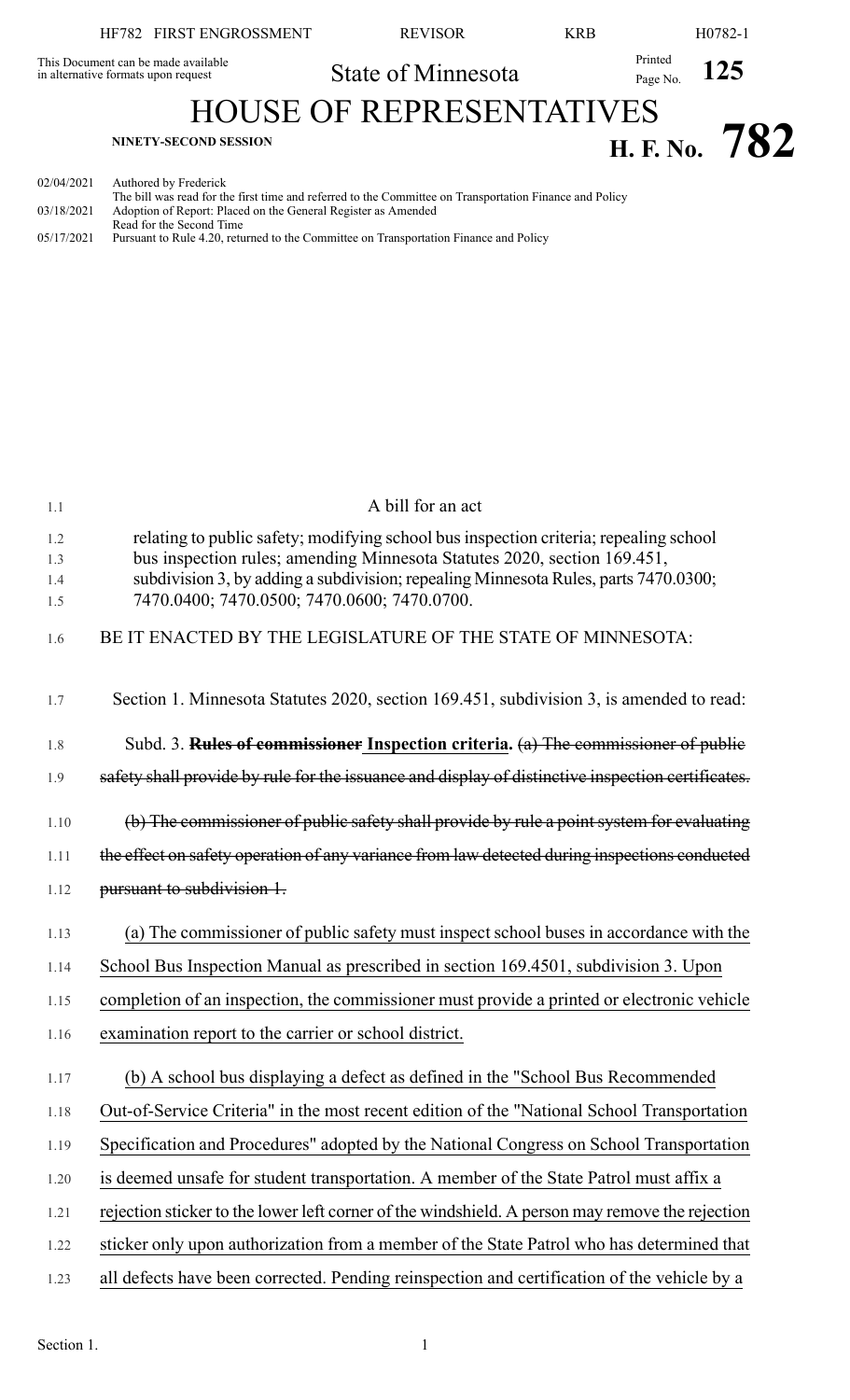HF782 FIRST ENGROSSMENT | REVISOR | KRB | H0782-1

This Document can be made available in alternative formats upon request

State of Minnesota

Printed Page No. **125**

# HOUSE OF REPRESENTATIVES

**NINETY-SECOND SESSION**

# H. F. No. 782

02/04/2021 Authored by Frederick
The bill was read for the first time and referred to the Committee on Transportation Finance and Policy
03/18/2021 Adoption of Report: Placed on the General Register as Amended
Read for the Second Time
05/17/2021 Pursuant to Rule 4.20, returned to the Committee on Transportation Finance and Policy

A bill for an act

relating to public safety; modifying school bus inspection criteria; repealing school bus inspection rules; amending Minnesota Statutes 2020, section 169.451, subdivision 3, by adding a subdivision; repealing Minnesota Rules, parts 7470.0300; 7470.0400; 7470.0500; 7470.0600; 7470.0700.

BE IT ENACTED BY THE LEGISLATURE OF THE STATE OF MINNESOTA:

Section 1. Minnesota Statutes 2020, section 169.451, subdivision 3, is amended to read:

Subd. 3. ~~**Rules of commissioner**~~ **Inspection criteria.** ~~(a) The commissioner of public safety shall provide by rule for the issuance and display of distinctive inspection certificates.~~

~~(b) The commissioner of public safety shall provide by rule a point system for evaluating the effect on safety operation of any variance from law detected during inspections conducted pursuant to subdivision 1.~~

(a) The commissioner of public safety must inspect school buses in accordance with the School Bus Inspection Manual as prescribed in section 169.4501, subdivision 3. Upon completion of an inspection, the commissioner must provide a printed or electronic vehicle examination report to the carrier or school district.

(b) A school bus displaying a defect as defined in the "School Bus Recommended Out-of-Service Criteria" in the most recent edition of the "National School Transportation Specification and Procedures" adopted by the National Congress on School Transportation is deemed unsafe for student transportation. A member of the State Patrol must affix a rejection sticker to the lower left corner of the windshield. A person may remove the rejection sticker only upon authorization from a member of the State Patrol who has determined that all defects have been corrected. Pending reinspection and certification of the vehicle by a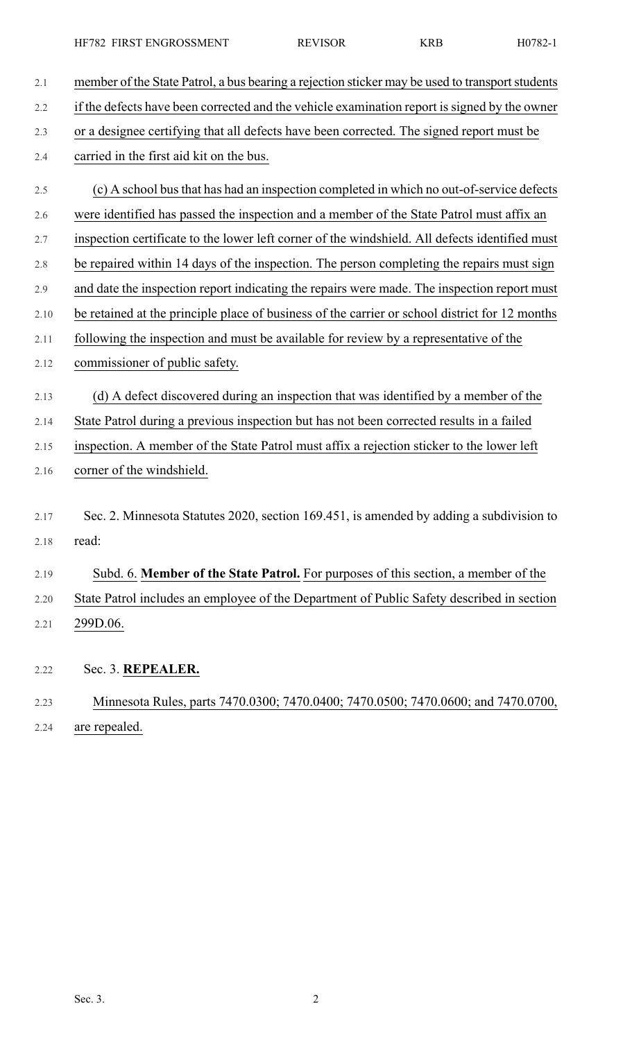member of the State Patrol, a bus bearing a rejection sticker may be used to transport students if the defects have been corrected and the vehicle examination report is signed by the owner or a designee certifying that all defects have been corrected. The signed report must be carried in the first aid kit on the bus.

(c) A school bus that has had an inspection completed in which no out-of-service defects were identified has passed the inspection and a member of the State Patrol must affix an inspection certificate to the lower left corner of the windshield. All defects identified must be repaired within 14 days of the inspection. The person completing the repairs must sign and date the inspection report indicating the repairs were made. The inspection report must be retained at the principle place of business of the carrier or school district for 12 months following the inspection and must be available for review by a representative of the commissioner of public safety.

(d) A defect discovered during an inspection that was identified by a member of the State Patrol during a previous inspection but has not been corrected results in a failed inspection. A member of the State Patrol must affix a rejection sticker to the lower left corner of the windshield.

Sec. 2. Minnesota Statutes 2020, section 169.451, is amended by adding a subdivision to read:

Subd. 6. **Member of the State Patrol.** For purposes of this section, a member of the State Patrol includes an employee of the Department of Public Safety described in section 299D.06.

Sec. 3. **REPEALER.**

Minnesota Rules, parts 7470.0300; 7470.0400; 7470.0500; 7470.0600; and 7470.0700, are repealed.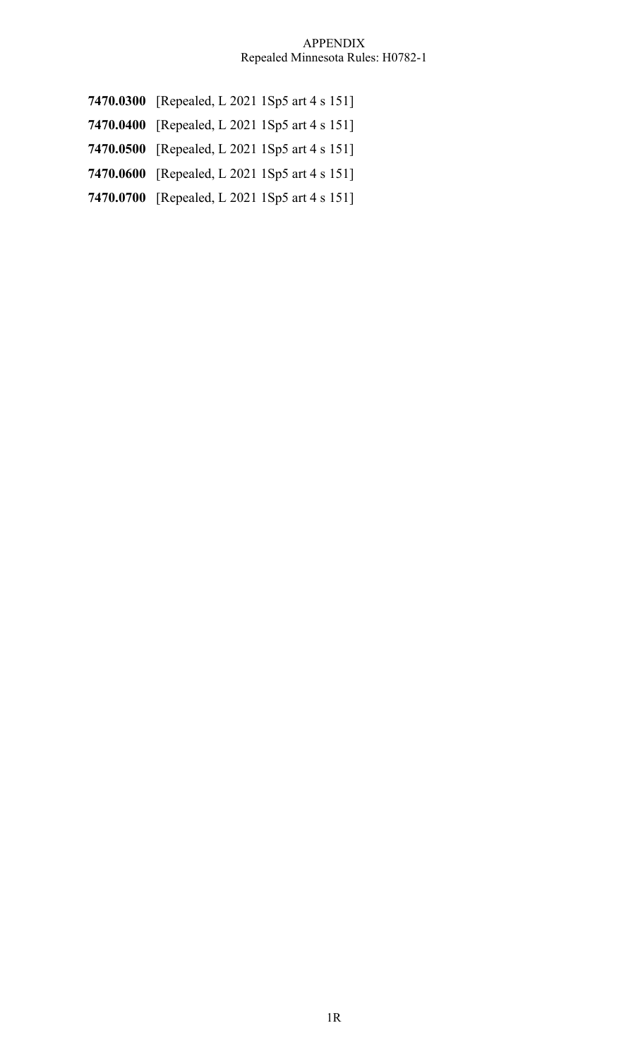APPENDIX
Repealed Minnesota Rules: H0782-1

**7470.0300** [Repealed, L 2021 1Sp5 art 4 s 151]

**7470.0400** [Repealed, L 2021 1Sp5 art 4 s 151]

**7470.0500** [Repealed, L 2021 1Sp5 art 4 s 151]

**7470.0600** [Repealed, L 2021 1Sp5 art 4 s 151]

**7470.0700** [Repealed, L 2021 1Sp5 art 4 s 151]